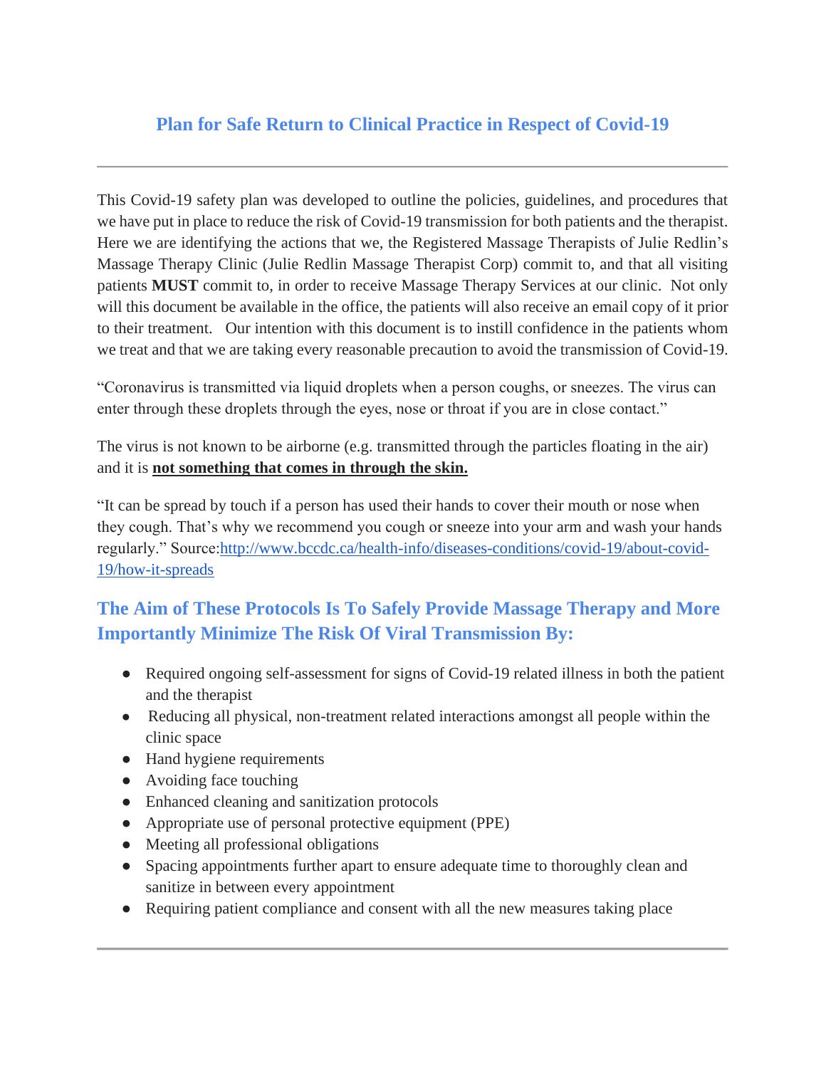# Plan for Safe Return to Clinical Practice in Respect of Covid-19

---

This Covid-19 safety plan was developed to outline the policies, guidelines, and procedures that we have put in place to reduce the risk of Covid-19 transmission for both patients and the therapist. Here we are identifying the actions that we, the Registered Massage Therapists of Julie Redlin's Massage Therapy Clinic (Julie Redlin Massage Therapist Corp) commit to, and that all visiting patients **MUST** commit to, in order to receive Massage Therapy Services at our clinic. Not only will this document be available in the office, the patients will also receive an email copy of it prior to their treatment. Our intention with this document is to instill confidence in the patients whom we treat and that we are taking every reasonable precaution to avoid the transmission of Covid-19.

"Coronavirus is transmitted via liquid droplets when a person coughs, or sneezes. The virus can enter through these droplets through the eyes, nose or throat if you are in close contact."

The virus is not known to be airborne (e.g. transmitted through the particles floating in the air) and it is **not something that comes in through the skin.**

"It can be spread by touch if a person has used their hands to cover their mouth or nose when they cough. That's why we recommend you cough or sneeze into your arm and wash your hands regularly." Source:[http://www.bccdc.ca/health-info/diseases-conditions/covid-19/about-covid-19/how-it-spreads](http://www.bccdc.ca/health-info/diseases-conditions/covid-19/about-covid-19/how-it-spreads)

## The Aim of These Protocols Is To Safely Provide Massage Therapy and More Importantly Minimize The Risk Of Viral Transmission By:

- Required ongoing self-assessment for signs of Covid-19 related illness in both the patient and the therapist
- Reducing all physical, non-treatment related interactions amongst all people within the clinic space
- Hand hygiene requirements
- Avoiding face touching
- Enhanced cleaning and sanitization protocols
- Appropriate use of personal protective equipment (PPE)
- Meeting all professional obligations
- Spacing appointments further apart to ensure adequate time to thoroughly clean and sanitize in between every appointment
- Requiring patient compliance and consent with all the new measures taking place

---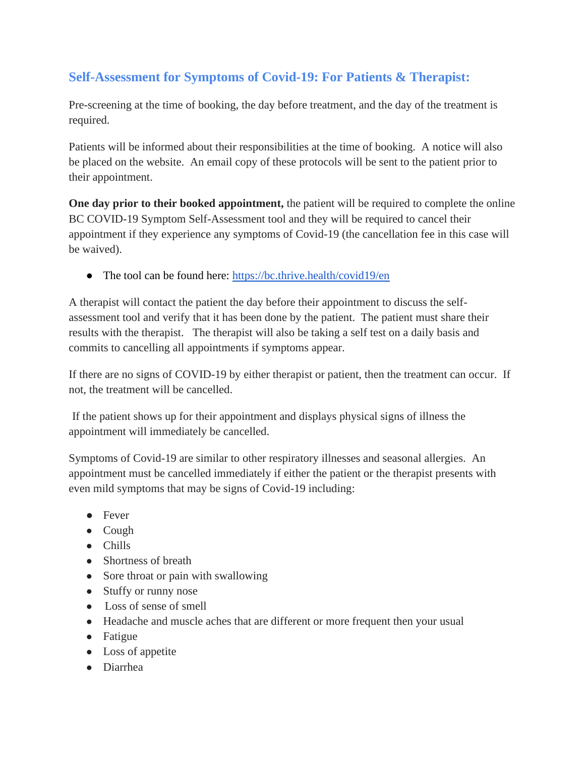## Self-Assessment for Symptoms of Covid-19: For Patients & Therapist:

Pre-screening at the time of booking, the day before treatment, and the day of the treatment is required.

Patients will be informed about their responsibilities at the time of booking. A notice will also be placed on the website. An email copy of these protocols will be sent to the patient prior to their appointment.

**One day prior to their booked appointment,** the patient will be required to complete the online BC COVID-19 Symptom Self-Assessment tool and they will be required to cancel their appointment if they experience any symptoms of Covid-19 (the cancellation fee in this case will be waived).

- The tool can be found here: [https://bc.thrive.health/covid19/en](https://bc.thrive.health/covid19/en)

A therapist will contact the patient the day before their appointment to discuss the self-assessment tool and verify that it has been done by the patient. The patient must share their results with the therapist. The therapist will also be taking a self test on a daily basis and commits to cancelling all appointments if symptoms appear.

If there are no signs of COVID-19 by either therapist or patient, then the treatment can occur. If not, the treatment will be cancelled.

If the patient shows up for their appointment and displays physical signs of illness the appointment will immediately be cancelled.

Symptoms of Covid-19 are similar to other respiratory illnesses and seasonal allergies. An appointment must be cancelled immediately if either the patient or the therapist presents with even mild symptoms that may be signs of Covid-19 including:

- Fever
- Cough
- Chills
- Shortness of breath
- Sore throat or pain with swallowing
- Stuffy or runny nose
- Loss of sense of smell
- Headache and muscle aches that are different or more frequent then your usual
- Fatigue
- Loss of appetite
- Diarrhea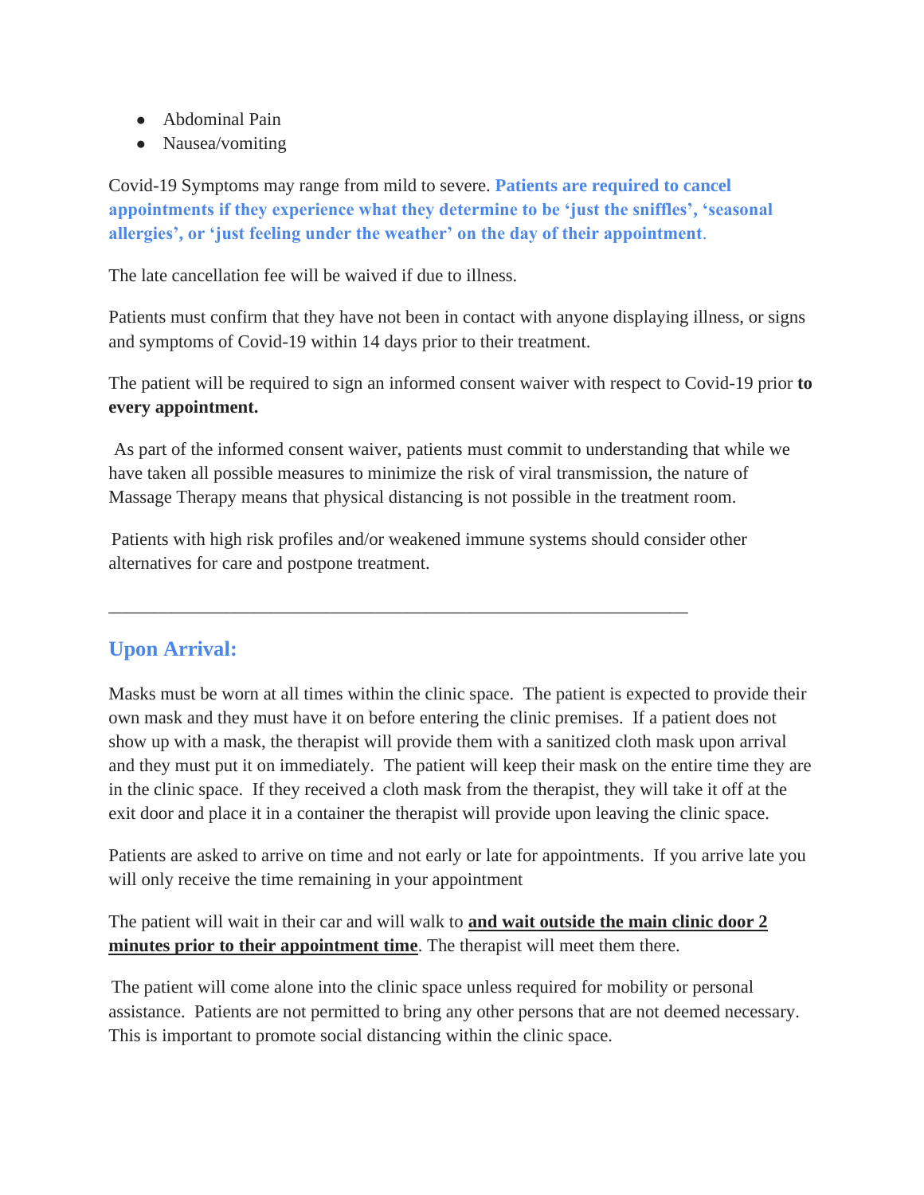- Abdominal Pain
- Nausea/vomiting

Covid-19 Symptoms may range from mild to severe. **Patients are required to cancel appointments if they experience what they determine to be 'just the sniffles', 'seasonal allergies', or 'just feeling under the weather' on the day of their appointment**.

The late cancellation fee will be waived if due to illness.

Patients must confirm that they have not been in contact with anyone displaying illness, or signs and symptoms of Covid-19 within 14 days prior to their treatment.

The patient will be required to sign an informed consent waiver with respect to Covid-19 prior **to every appointment.**

As part of the informed consent waiver, patients must commit to understanding that while we have taken all possible measures to minimize the risk of viral transmission, the nature of Massage Therapy means that physical distancing is not possible in the treatment room.

Patients with high risk profiles and/or weakened immune systems should consider other alternatives for care and postpone treatment.

---

## Upon Arrival:

Masks must be worn at all times within the clinic space. The patient is expected to provide their own mask and they must have it on before entering the clinic premises. If a patient does not show up with a mask, the therapist will provide them with a sanitized cloth mask upon arrival and they must put it on immediately. The patient will keep their mask on the entire time they are in the clinic space. If they received a cloth mask from the therapist, they will take it off at the exit door and place it in a container the therapist will provide upon leaving the clinic space.

Patients are asked to arrive on time and not early or late for appointments. If you arrive late you will only receive the time remaining in your appointment

The patient will wait in their car and will walk to **and wait outside the main clinic door 2 minutes prior to their appointment time**. The therapist will meet them there.

The patient will come alone into the clinic space unless required for mobility or personal assistance. Patients are not permitted to bring any other persons that are not deemed necessary. This is important to promote social distancing within the clinic space.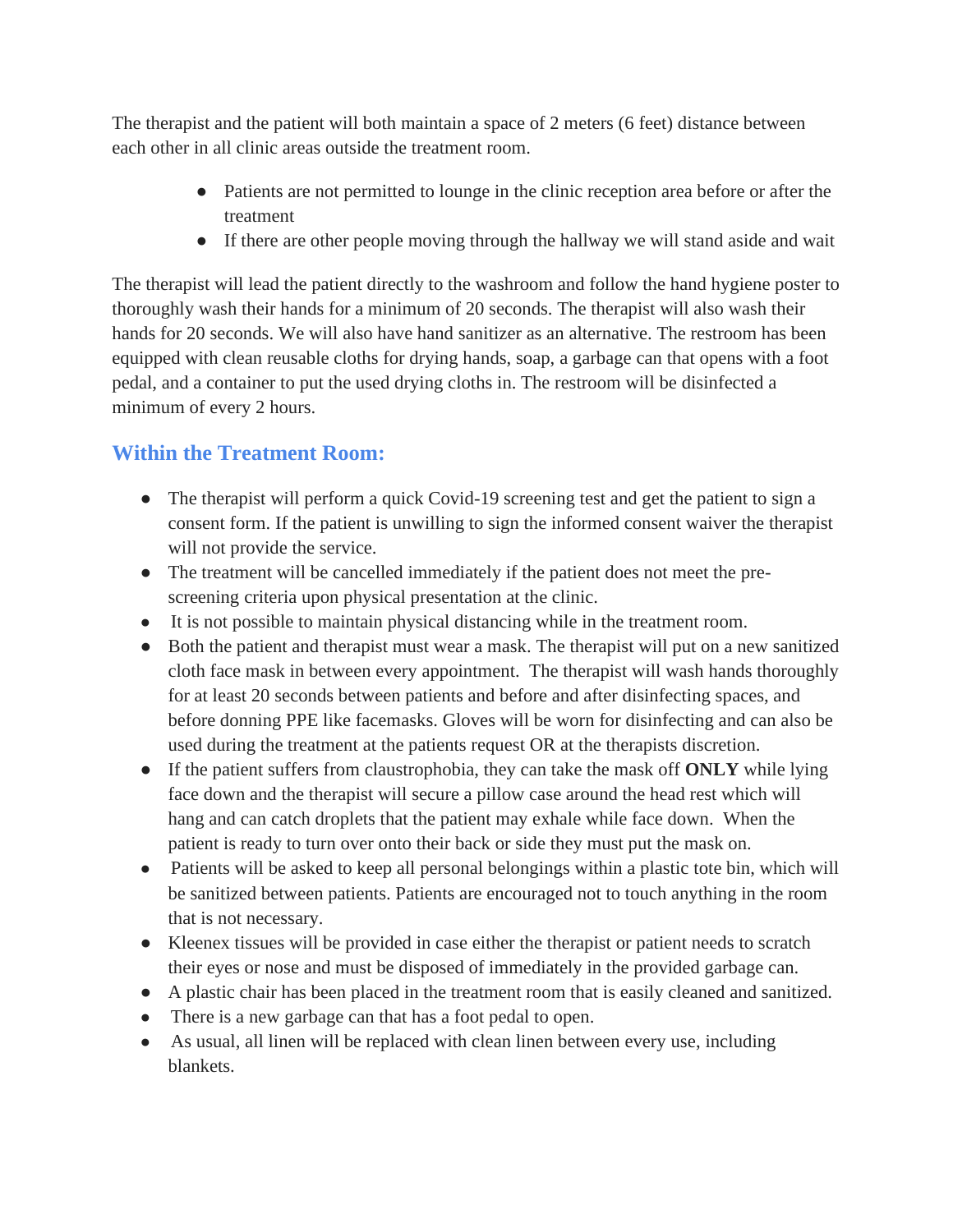The therapist and the patient will both maintain a space of 2 meters (6 feet) distance between each other in all clinic areas outside the treatment room.

- Patients are not permitted to lounge in the clinic reception area before or after the treatment
- If there are other people moving through the hallway we will stand aside and wait

The therapist will lead the patient directly to the washroom and follow the hand hygiene poster to thoroughly wash their hands for a minimum of 20 seconds. The therapist will also wash their hands for 20 seconds. We will also have hand sanitizer as an alternative. The restroom has been equipped with clean reusable cloths for drying hands, soap, a garbage can that opens with a foot pedal, and a container to put the used drying cloths in. The restroom will be disinfected a minimum of every 2 hours.

## Within the Treatment Room:

- The therapist will perform a quick Covid-19 screening test and get the patient to sign a consent form. If the patient is unwilling to sign the informed consent waiver the therapist will not provide the service.
- The treatment will be cancelled immediately if the patient does not meet the pre-screening criteria upon physical presentation at the clinic.
- It is not possible to maintain physical distancing while in the treatment room.
- Both the patient and therapist must wear a mask. The therapist will put on a new sanitized cloth face mask in between every appointment. The therapist will wash hands thoroughly for at least 20 seconds between patients and before and after disinfecting spaces, and before donning PPE like facemasks. Gloves will be worn for disinfecting and can also be used during the treatment at the patients request OR at the therapists discretion.
- If the patient suffers from claustrophobia, they can take the mask off **ONLY** while lying face down and the therapist will secure a pillow case around the head rest which will hang and can catch droplets that the patient may exhale while face down. When the patient is ready to turn over onto their back or side they must put the mask on.
- Patients will be asked to keep all personal belongings within a plastic tote bin, which will be sanitized between patients. Patients are encouraged not to touch anything in the room that is not necessary.
- Kleenex tissues will be provided in case either the therapist or patient needs to scratch their eyes or nose and must be disposed of immediately in the provided garbage can.
- A plastic chair has been placed in the treatment room that is easily cleaned and sanitized.
- There is a new garbage can that has a foot pedal to open.
- As usual, all linen will be replaced with clean linen between every use, including blankets.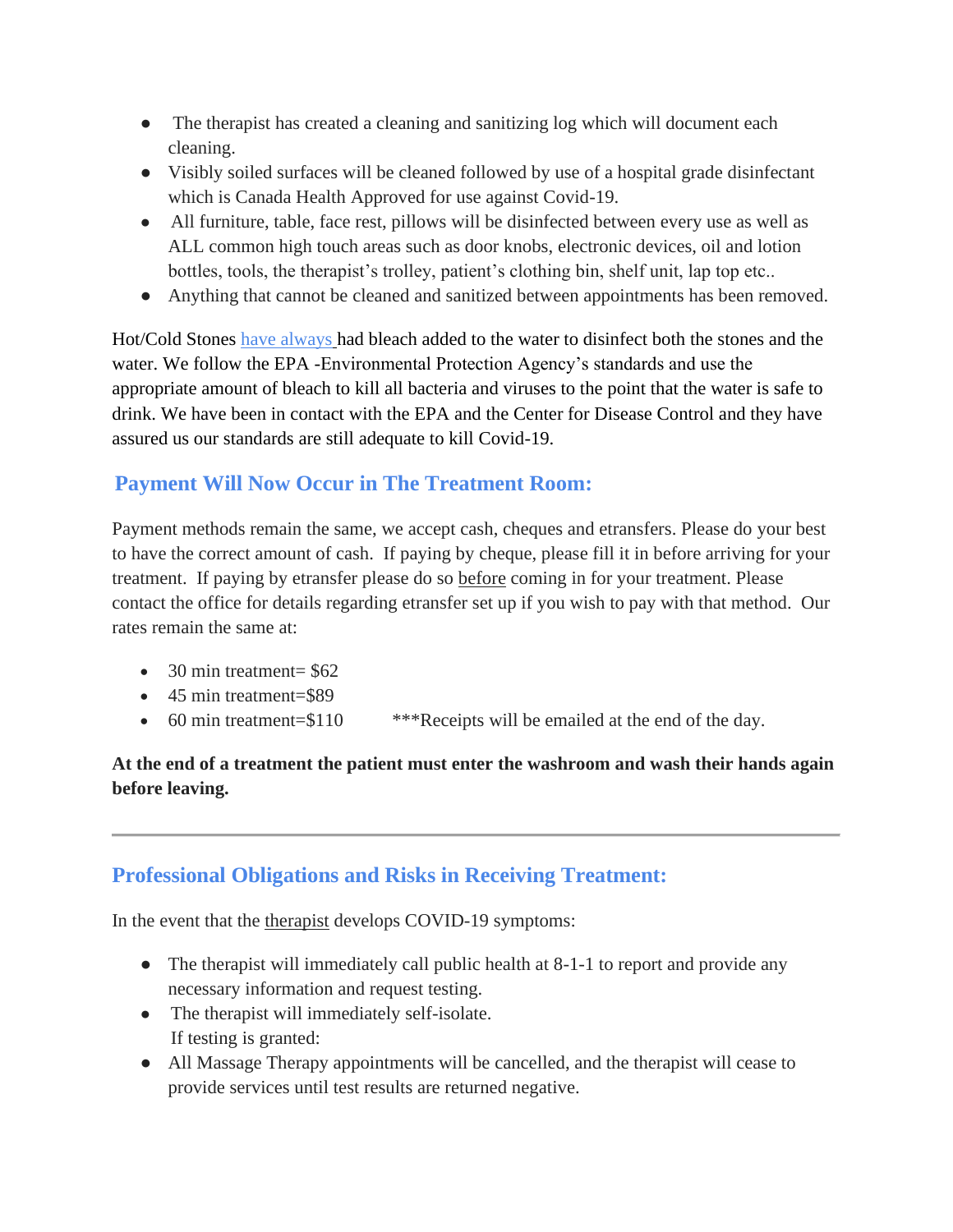- The therapist has created a cleaning and sanitizing log which will document each cleaning.
- Visibly soiled surfaces will be cleaned followed by use of a hospital grade disinfectant which is Canada Health Approved for use against Covid-19.
- All furniture, table, face rest, pillows will be disinfected between every use as well as ALL common high touch areas such as door knobs, electronic devices, oil and lotion bottles, tools, the therapist's trolley, patient's clothing bin, shelf unit, lap top etc..
- Anything that cannot be cleaned and sanitized between appointments has been removed.

Hot/Cold Stones have always had bleach added to the water to disinfect both the stones and the water. We follow the EPA -Environmental Protection Agency's standards and use the appropriate amount of bleach to kill all bacteria and viruses to the point that the water is safe to drink. We have been in contact with the EPA and the Center for Disease Control and they have assured us our standards are still adequate to kill Covid-19.

## Payment Will Now Occur in The Treatment Room:

Payment methods remain the same, we accept cash, cheques and etransfers. Please do your best to have the correct amount of cash. If paying by cheque, please fill it in before arriving for your treatment. If paying by etransfer please do so before coming in for your treatment. Please contact the office for details regarding etransfer set up if you wish to pay with that method. Our rates remain the same at:

- 30 min treatment= $62
- 45 min treatment=$89
- 60 min treatment=$110

***Receipts will be emailed at the end of the day.

**At the end of a treatment the patient must enter the washroom and wash their hands again before leaving.**

---

## Professional Obligations and Risks in Receiving Treatment:

In the event that the therapist develops COVID-19 symptoms:

- The therapist will immediately call public health at 8-1-1 to report and provide any necessary information and request testing.
- The therapist will immediately self-isolate.

  If testing is granted:
- All Massage Therapy appointments will be cancelled, and the therapist will cease to provide services until test results are returned negative.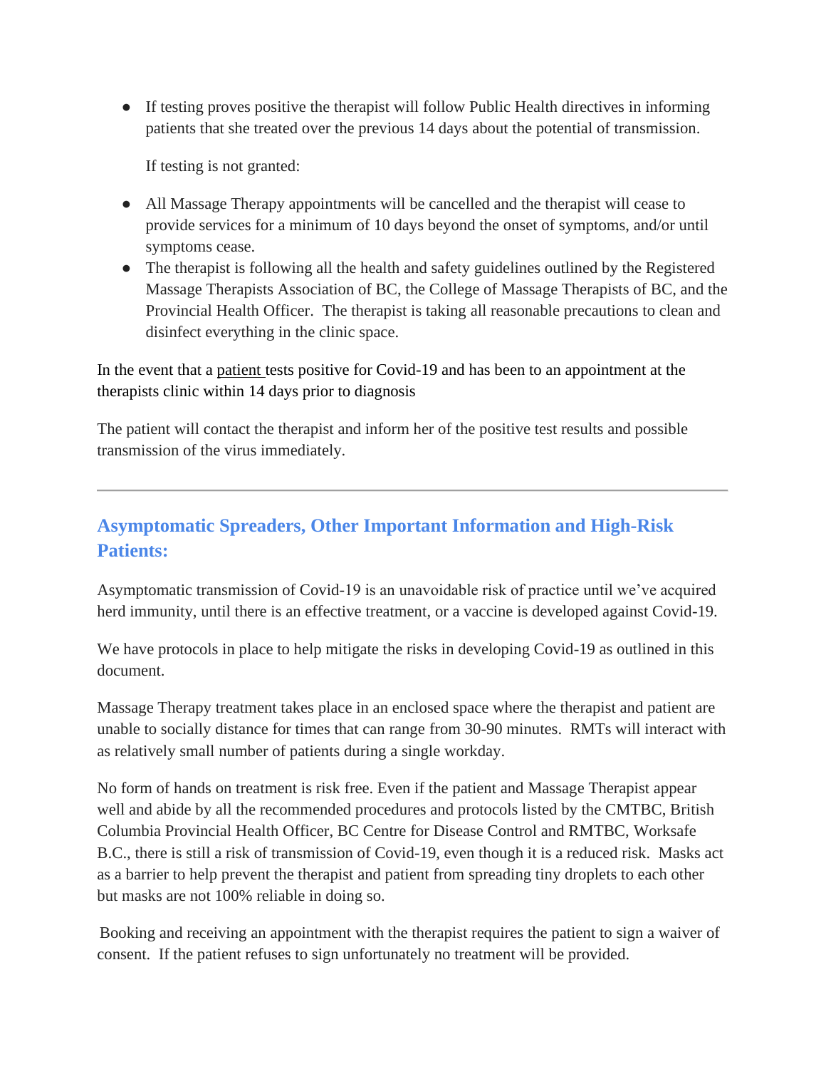- If testing proves positive the therapist will follow Public Health directives in informing patients that she treated over the previous 14 days about the potential of transmission.

  If testing is not granted:

- All Massage Therapy appointments will be cancelled and the therapist will cease to provide services for a minimum of 10 days beyond the onset of symptoms, and/or until symptoms cease.
- The therapist is following all the health and safety guidelines outlined by the Registered Massage Therapists Association of BC, the College of Massage Therapists of BC, and the Provincial Health Officer. The therapist is taking all reasonable precautions to clean and disinfect everything in the clinic space.

In the event that a patient tests positive for Covid-19 and has been to an appointment at the therapists clinic within 14 days prior to diagnosis

The patient will contact the therapist and inform her of the positive test results and possible transmission of the virus immediately.

---

## Asymptomatic Spreaders, Other Important Information and High-Risk Patients:

Asymptomatic transmission of Covid-19 is an unavoidable risk of practice until we've acquired herd immunity, until there is an effective treatment, or a vaccine is developed against Covid-19.

We have protocols in place to help mitigate the risks in developing Covid-19 as outlined in this document.

Massage Therapy treatment takes place in an enclosed space where the therapist and patient are unable to socially distance for times that can range from 30-90 minutes. RMTs will interact with as relatively small number of patients during a single workday.

No form of hands on treatment is risk free. Even if the patient and Massage Therapist appear well and abide by all the recommended procedures and protocols listed by the CMTBC, British Columbia Provincial Health Officer, BC Centre for Disease Control and RMTBC, Worksafe B.C., there is still a risk of transmission of Covid-19, even though it is a reduced risk. Masks act as a barrier to help prevent the therapist and patient from spreading tiny droplets to each other but masks are not 100% reliable in doing so.

Booking and receiving an appointment with the therapist requires the patient to sign a waiver of consent. If the patient refuses to sign unfortunately no treatment will be provided.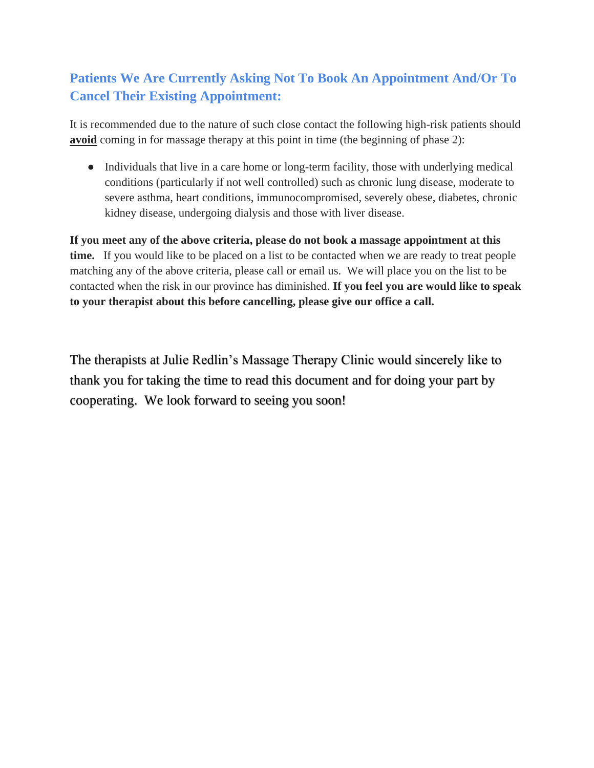## Patients We Are Currently Asking Not To Book An Appointment And/Or To Cancel Their Existing Appointment:

It is recommended due to the nature of such close contact the following high-risk patients should **avoid** coming in for massage therapy at this point in time (the beginning of phase 2):

- Individuals that live in a care home or long-term facility, those with underlying medical conditions (particularly if not well controlled) such as chronic lung disease, moderate to severe asthma, heart conditions, immunocompromised, severely obese, diabetes, chronic kidney disease, undergoing dialysis and those with liver disease.

**If you meet any of the above criteria, please do not book a massage appointment at this time.** If you would like to be placed on a list to be contacted when we are ready to treat people matching any of the above criteria, please call or email us. We will place you on the list to be contacted when the risk in our province has diminished. **If you feel you are would like to speak to your therapist about this before cancelling, please give our office a call.**

The therapists at Julie Redlin's Massage Therapy Clinic would sincerely like to thank you for taking the time to read this document and for doing your part by cooperating. We look forward to seeing you soon!